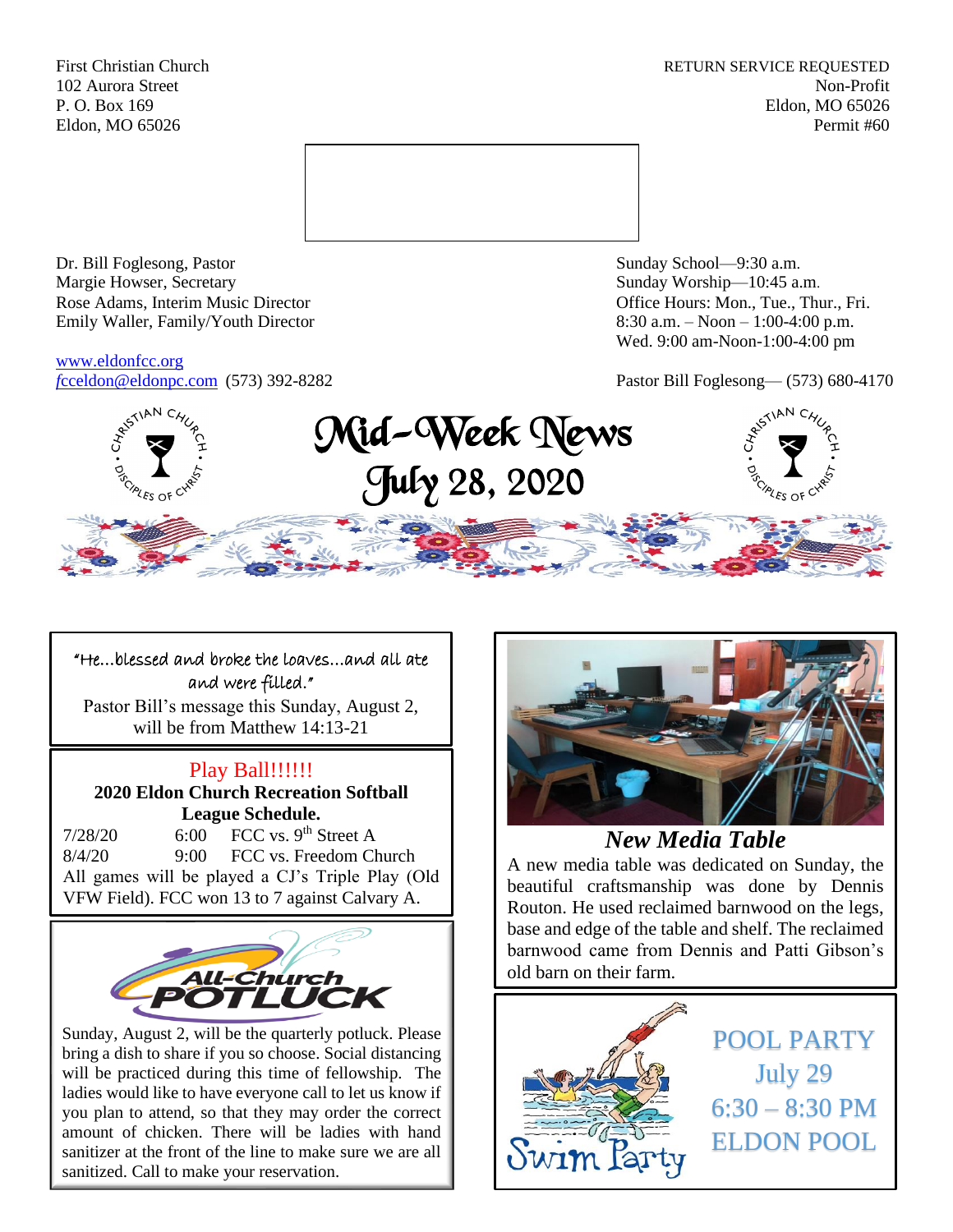First Christian Church
102 Aurora Street
P. O. Box 169
Eldon, MO 65026

RETURN SERVICE REQUESTED
Non-Profit
Eldon, MO 65026
Permit #60

Dr. Bill Foglesong, Pastor
Margie Howser, Secretary
Rose Adams, Interim Music Director
Emily Waller, Family/Youth Director

www.eldonfcc.org
fcceldon@eldonpc.com (573) 392-8282

Sunday School—9:30 a.m.
Sunday Worship—10:45 a.m.
Office Hours: Mon., Tue., Thur., Fri.
8:30 a.m. – Noon – 1:00-4:00 p.m.
Wed. 9:00 am-Noon-1:00-4:00 pm

Pastor Bill Foglesong— (573) 680-4170

# Mid-Week News
## July 28, 2020

"He…blessed and broke the loaves…and all ate and were filled."

Pastor Bill's message this Sunday, August 2, will be from Matthew 14:13-21

## Play Ball!!!!!!

**2020 Eldon Church Recreation Softball League Schedule.**

| | | |
|---|---|---|
| 7/28/20 | 6:00 | FCC vs. 9th Street A |
| 8/4/20 | 9:00 | FCC vs. Freedom Church |

All games will be played a CJ's Triple Play (Old VFW Field). FCC won 13 to 7 against Calvary A.

## All-Church POTLUCK

Sunday, August 2, will be the quarterly potluck. Please bring a dish to share if you so choose. Social distancing will be practiced during this time of fellowship. The ladies would like to have everyone call to let us know if you plan to attend, so that they may order the correct amount of chicken. There will be ladies with hand sanitizer at the front of the line to make sure we are all sanitized. Call to make your reservation.

## *New Media Table*

A new media table was dedicated on Sunday, the beautiful craftsmanship was done by Dennis Routon. He used reclaimed barnwood on the legs, base and edge of the table and shelf. The reclaimed barnwood came from Dennis and Patti Gibson's old barn on their farm.

## POOL PARTY

Swim Party

July 29
6:30 – 8:30 PM
ELDON POOL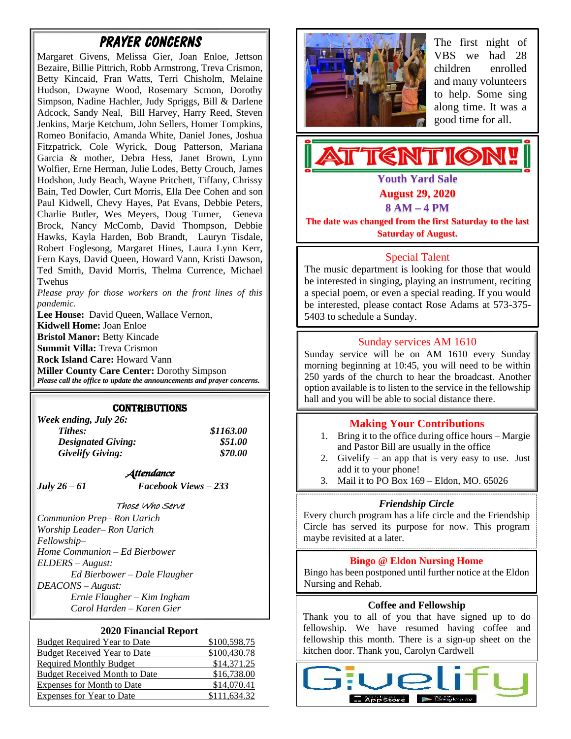## PRAYER CONCERNS

Margaret Givens, Melissa Gier, Joan Enloe, Jettson Bezaire, Billie Pittrich, Robb Armstrong, Treva Crismon, Betty Kincaid, Fran Watts, Terri Chisholm, Melaine Hudson, Dwayne Wood, Rosemary Scmon, Dorothy Simpson, Nadine Hachler, Judy Spriggs, Bill & Darlene Adcock, Sandy Neal, Bill Harvey, Harry Reed, Steven Jenkins, Marje Ketchum, John Sellers, Homer Tompkins, Romeo Bonifacio, Amanda White, Daniel Jones, Joshua Fitzpatrick, Cole Wyrick, Doug Patterson, Mariana Garcia & mother, Debra Hess, Janet Brown, Lynn Wolfier, Erne Herman, Julie Lodes, Betty Crouch, James Hodshon, Judy Beach, Wayne Pritchett, Tiffany, Chrissy Bain, Ted Dowler, Curt Morris, Ella Dee Cohen and son Paul Kidwell, Chevy Hayes, Pat Evans, Debbie Peters, Charlie Butler, Wes Meyers, Doug Turner, Geneva Brock, Nancy McComb, David Thompson, Debbie Hawks, Kayla Harden, Bob Brandt, Lauryn Tisdale, Robert Foglesong, Margaret Hines, Laura Lynn Kerr, Fern Kays, David Queen, Howard Vann, Kristi Dawson, Ted Smith, David Morris, Thelma Currence, Michael Twehus

*Please pray for those workers on the front lines of this pandemic.*

**Lee House:** David Queen, Wallace Vernon,
**Kidwell Home:** Joan Enloe
**Bristol Manor:** Betty Kincade
**Summit Villa:** Treva Crismon
**Rock Island Care:** Howard Vann
**Miller County Care Center:** Dorothy Simpson

***Please call the office to update the announcements and prayer concerns.***

### CONTRIBUTIONS

*Week ending, July 26:*

| | |
|---|---|
| ***Tithes:*** | ***$1163.00*** |
| ***Designated Giving:*** | ***$51.00*** |
| ***Givelify Giving:*** | ***$70.00*** |

### *Attendance*

*July 26 – 61* &nbsp;&nbsp;&nbsp;&nbsp; *Facebook Views – 233*

### *Those Who Serve*

*Communion Prep– Ron Uarich*
*Worship Leader– Ron Uarich*
*Fellowship–*
*Home Communion – Ed Bierbower*
*ELDERS – August:*
*Ed Bierbower – Dale Flaugher*
*DEACONS – August:*
*Ernie Flaugher – Kim Ingham*
*Carol Harden – Karen Gier*

### 2020 Financial Report

| | |
|---|---|
| Budget Required Year to Date | $100,598.75 |
| Budget Received Year to Date | $100,430.78 |
| Required Monthly Budget | $14,371.25 |
| Budget Received Month to Date | $16,738.00 |
| Expenses for Month to Date | $14,070.41 |
| Expenses for Year to Date | $111,634.32 |

The first night of VBS we had 28 children enrolled and many volunteers to help. Some sing along time. It was a good time for all.

## ATTENTION!

**Youth Yard Sale**
**August 29, 2020**
**8 AM – 4 PM**

**The date was changed from the first Saturday to the last Saturday of August.**

### Special Talent

The music department is looking for those that would be interested in singing, playing an instrument, reciting a special poem, or even a special reading. If you would be interested, please contact Rose Adams at 573-375-5403 to schedule a Sunday.

### Sunday services AM 1610

Sunday service will be on AM 1610 every Sunday morning beginning at 10:45, you will need to be within 250 yards of the church to hear the broadcast. Another option available is to listen to the service in the fellowship hall and you will be able to social distance there.

### Making Your Contributions

1. Bring it to the office during office hours – Margie and Pastor Bill are usually in the office
2. Givelify – an app that is very easy to use. Just add it to your phone!
3. Mail it to PO Box 169 – Eldon, MO. 65026

### *Friendship Circle*

Every church program has a life circle and the Friendship Circle has served its purpose for now. This program maybe revisited at a later.

### Bingo @ Eldon Nursing Home

Bingo has been postponed until further notice at the Eldon Nursing and Rehab.

### Coffee and Fellowship

Thank you to all of you that have signed up to do fellowship. We have resumed having coffee and fellowship this month. There is a sign-up sheet on the kitchen door. Thank you, Carolyn Cardwell

Givelify